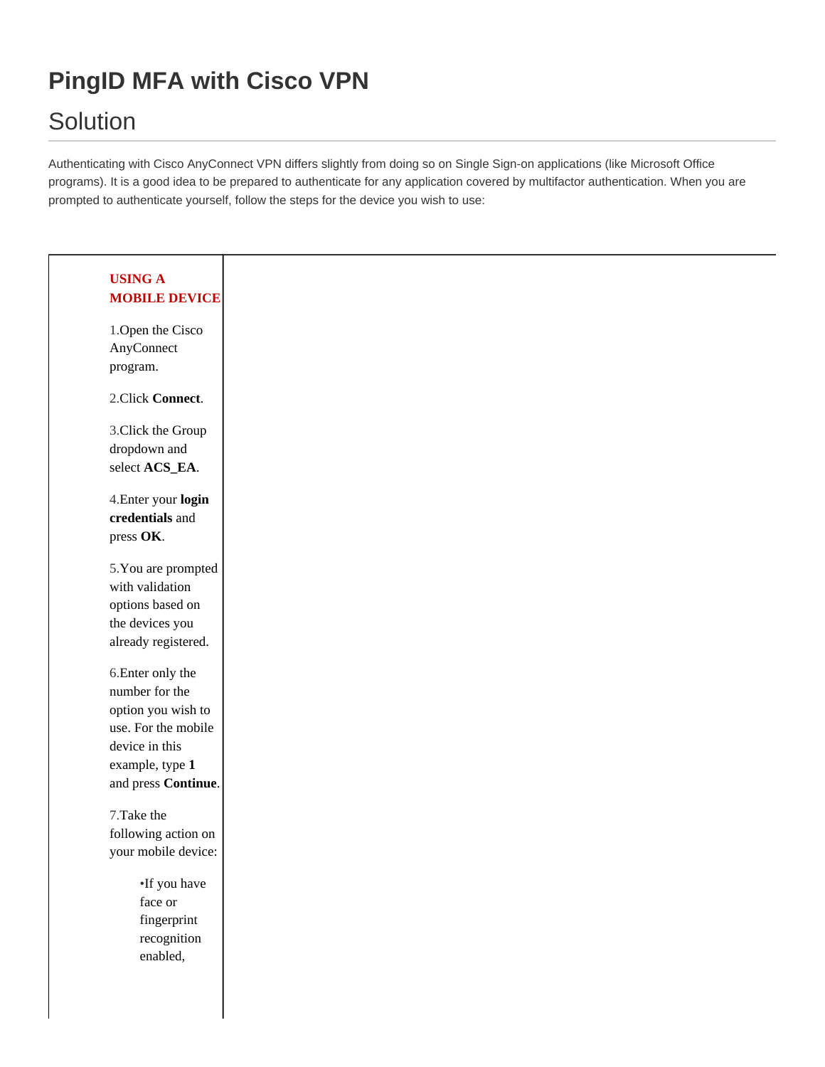# PingID MFA with Cisco VPN

## Solution

Authenticating with Cisco AnyConnect VPN differs slightly from doing so on Single Sign-on applications (like Microsoft Office programs). It is a good idea to be prepared to authenticate for any application covered by multifactor authentication. When you are prompted to authenticate yourself, follow the steps for the device you wish to use:

**USING A MOBILE DEVICE**

1. Open the Cisco AnyConnect program.
2. Click **Connect**.
3. Click the Group dropdown and select **ACS_EA**.
4. Enter your **login credentials** and press **OK**.
5. You are prompted with validation options based on the devices you already registered.
6. Enter only the number for the option you wish to use. For the mobile device in this example, type **1** and press **Continue**.
7. Take the following action on your mobile device:
   - If you have face or fingerprint recognition enabled,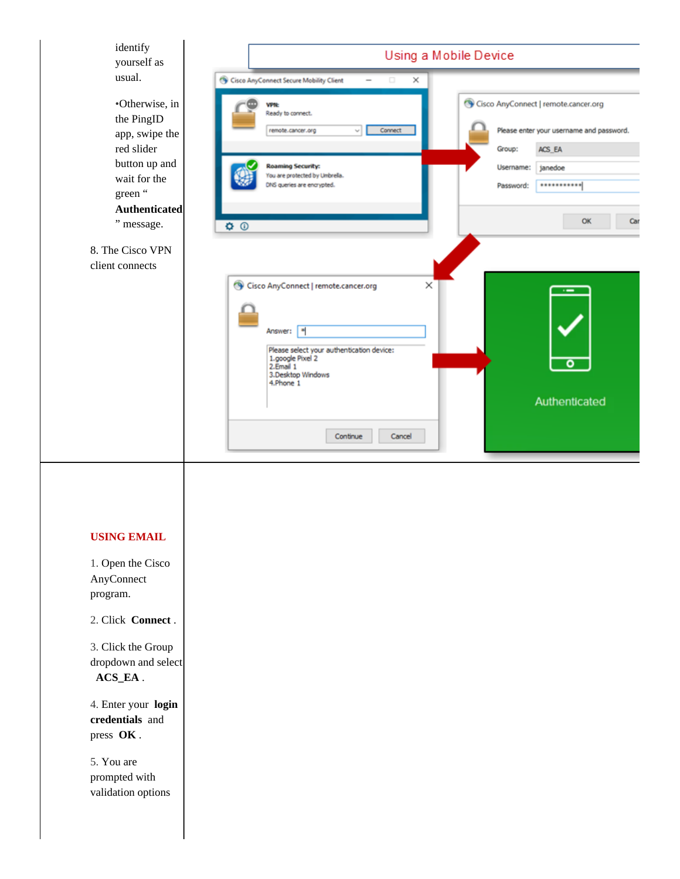identify yourself as usual.

•Otherwise, in the PingID app, swipe the red slider button up and wait for the green "**Authenticated**" message.

8. The Cisco VPN client connects

Using a Mobile Device

Cisco AnyConnect Secure Mobility Client

VPN: Ready to connect.

remote.cancer.org | Connect

Roaming Security: You are protected by Umbrella. DNS queries are encrypted.

Cisco AnyConnect | remote.cancer.org

Please enter your username and password.

Group: ACS_EA

Username: janedoe

Password: ***********

OK | Cancel

Cisco AnyConnect | remote.cancer.org

Answer: *

Please select your authentication device:
1.google Pixel 2
2.Email 1
3.Desktop Windows
4.Phone 1

Continue | Cancel

Authenticated

**USING EMAIL**

1. Open the Cisco AnyConnect program.

2. Click **Connect** .

3. Click the Group dropdown and select **ACS_EA** .

4. Enter your **login credentials** and press **OK** .

5. You are prompted with validation options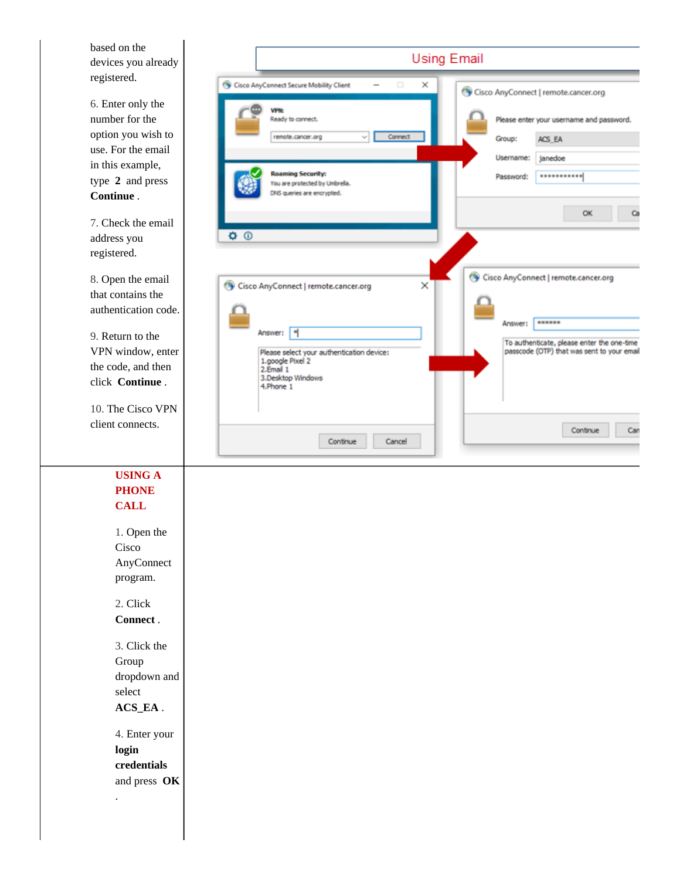based on the devices you already registered.

6. Enter only the number for the option you wish to use. For the email in this example, type **2** and press **Continue** .

7. Check the email address you registered.

8. Open the email that contains the authentication code.

9. Return to the VPN window, enter the code, and then click **Continue** .

10. The Cisco VPN client connects.

## USING A PHONE CALL

1. Open the Cisco AnyConnect program.

2. Click **Connect** .

3. Click the Group dropdown and select **ACS_EA** .

4. Enter your **login credentials** and press **OK** .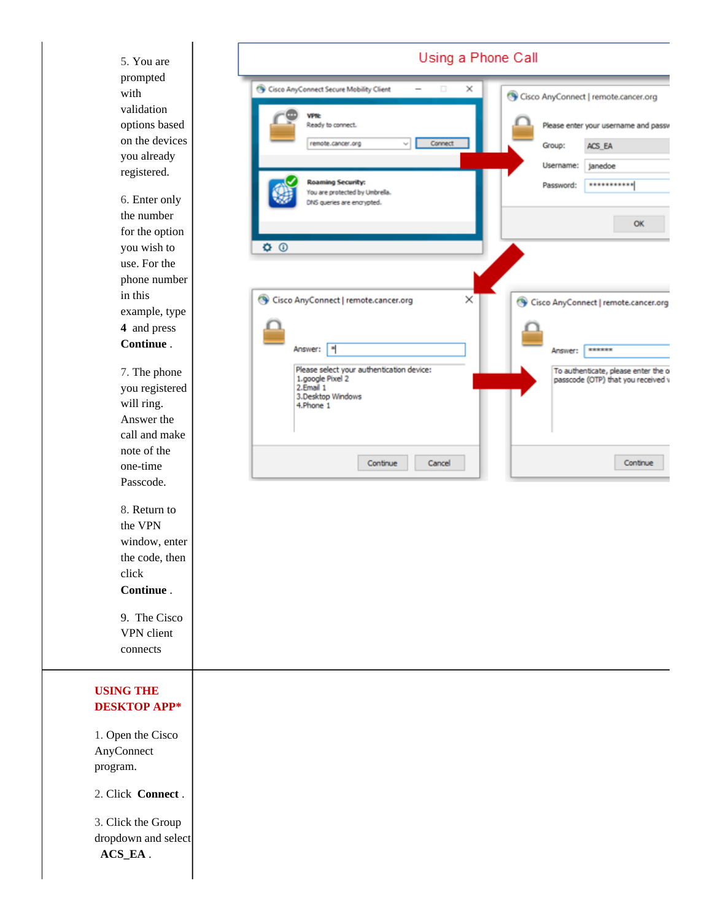5. You are prompted with validation options based on the devices you already registered.

6. Enter only the number for the option you wish to use. For the phone number in this example, type **4** and press **Continue** .

7. The phone you registered will ring. Answer the call and make note of the one-time Passcode.

8. Return to the VPN window, enter the code, then click **Continue** .

9. The Cisco VPN client connects

**Using a Phone Call**

**USING THE DESKTOP APP***

1. Open the Cisco AnyConnect program.

2. Click **Connect** .

3. Click the Group dropdown and select **ACS_EA** .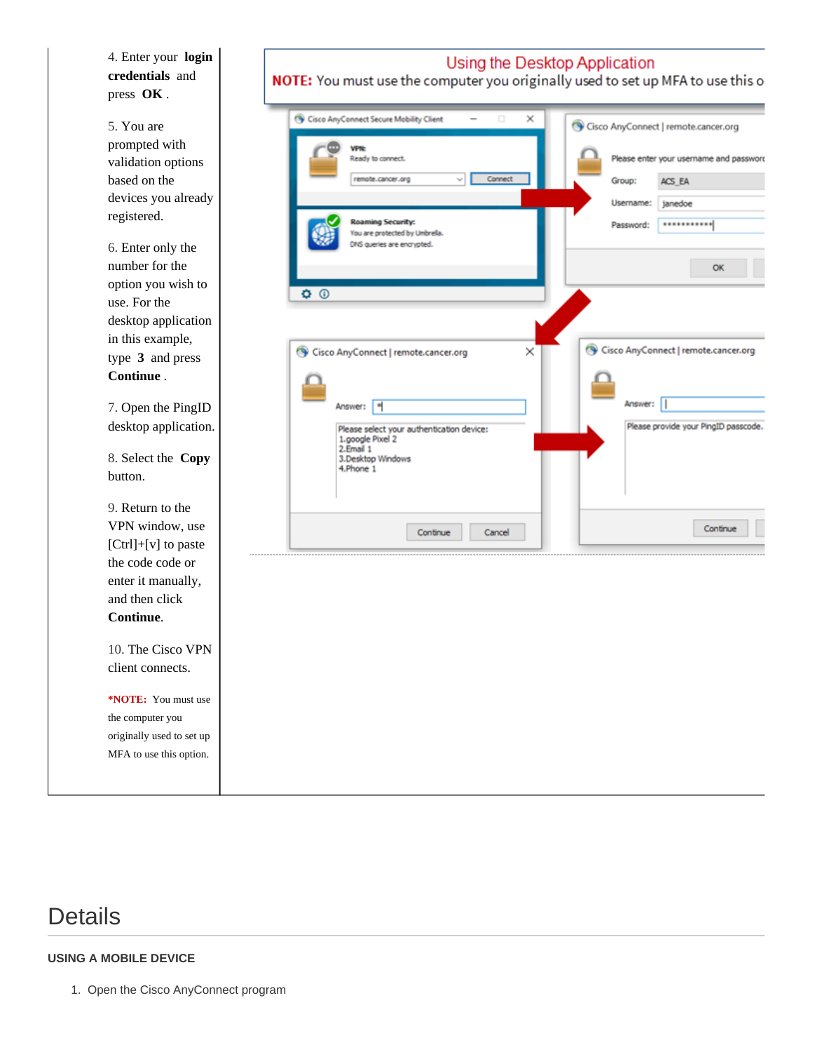4. Enter your **login credentials** and press **OK**.

5. You are prompted with validation options based on the devices you already registered.

6. Enter only the number for the option you wish to use. For the desktop application in this example, type **3** and press **Continue**.

7. Open the PingID desktop application.

8. Select the **Copy** button.

9. Return to the VPN window, use [Ctrl]+[v] to paste the code code or enter it manually, and then click **Continue**.

10. The Cisco VPN client connects.

***NOTE:** You must use the computer you originally used to set up MFA to use this option.

# Details

### USING A MOBILE DEVICE

1. Open the Cisco AnyConnect program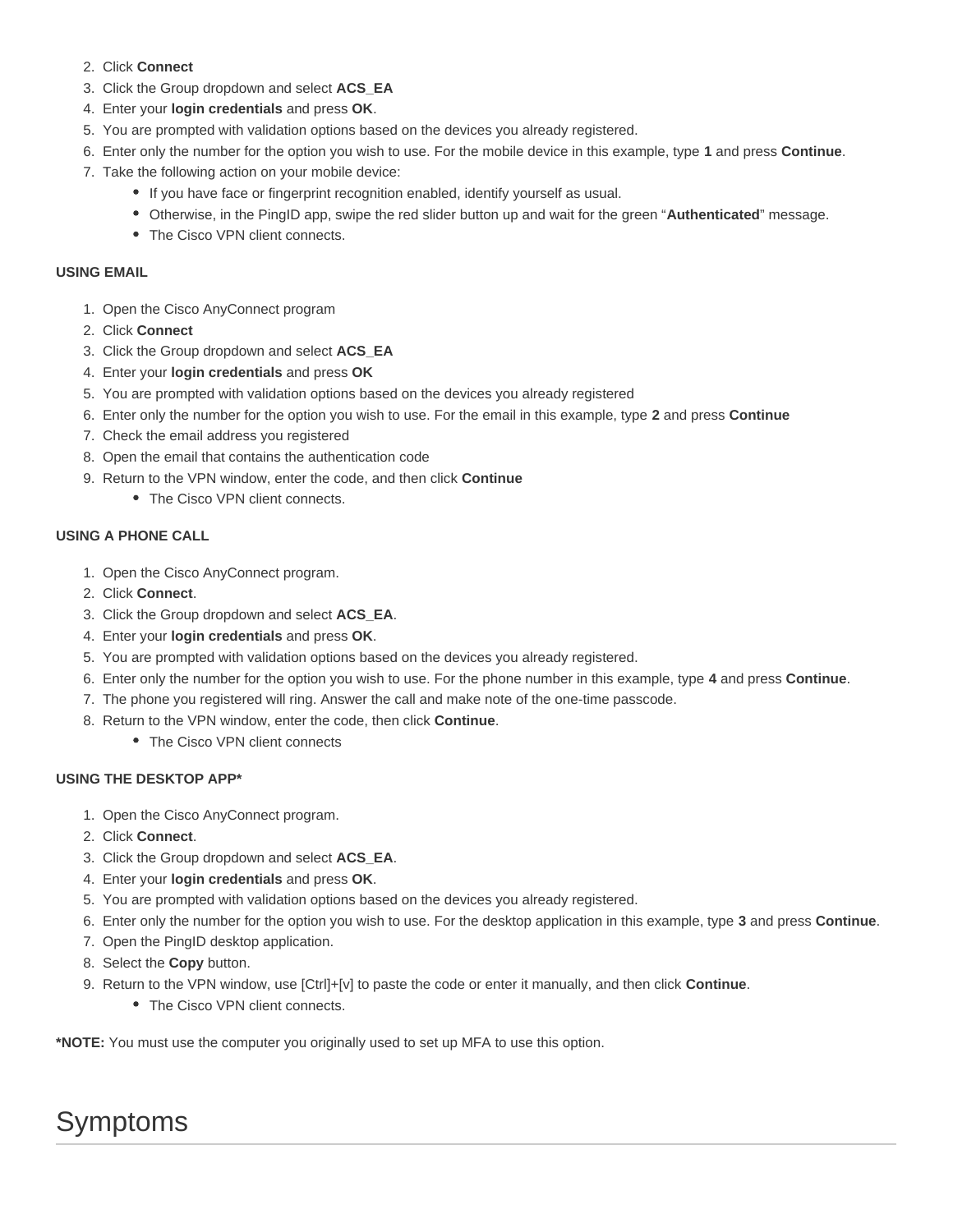2. Click **Connect**
3. Click the Group dropdown and select **ACS_EA**
4. Enter your **login credentials** and press **OK**.
5. You are prompted with validation options based on the devices you already registered.
6. Enter only the number for the option you wish to use. For the mobile device in this example, type **1** and press **Continue**.
7. Take the following action on your mobile device:
    - If you have face or fingerprint recognition enabled, identify yourself as usual.
    - Otherwise, in the PingID app, swipe the red slider button up and wait for the green "**Authenticated**" message.
    - The Cisco VPN client connects.

**USING EMAIL**

1. Open the Cisco AnyConnect program
2. Click **Connect**
3. Click the Group dropdown and select **ACS_EA**
4. Enter your **login credentials** and press **OK**
5. You are prompted with validation options based on the devices you already registered
6. Enter only the number for the option you wish to use. For the email in this example, type **2** and press **Continue**
7. Check the email address you registered
8. Open the email that contains the authentication code
9. Return to the VPN window, enter the code, and then click **Continue**
    - The Cisco VPN client connects.

**USING A PHONE CALL**

1. Open the Cisco AnyConnect program.
2. Click **Connect**.
3. Click the Group dropdown and select **ACS_EA**.
4. Enter your **login credentials** and press **OK**.
5. You are prompted with validation options based on the devices you already registered.
6. Enter only the number for the option you wish to use. For the phone number in this example, type **4** and press **Continue**.
7. The phone you registered will ring. Answer the call and make note of the one-time passcode.
8. Return to the VPN window, enter the code, then click **Continue**.
    - The Cisco VPN client connects

**USING THE DESKTOP APP***

1. Open the Cisco AnyConnect program.
2. Click **Connect**.
3. Click the Group dropdown and select **ACS_EA**.
4. Enter your **login credentials** and press **OK**.
5. You are prompted with validation options based on the devices you already registered.
6. Enter only the number for the option you wish to use. For the desktop application in this example, type **3** and press **Continue**.
7. Open the PingID desktop application.
8. Select the **Copy** button.
9. Return to the VPN window, use [Ctrl]+[v] to paste the code or enter it manually, and then click **Continue**.
    - The Cisco VPN client connects.

***NOTE:** You must use the computer you originally used to set up MFA to use this option.

# Symptoms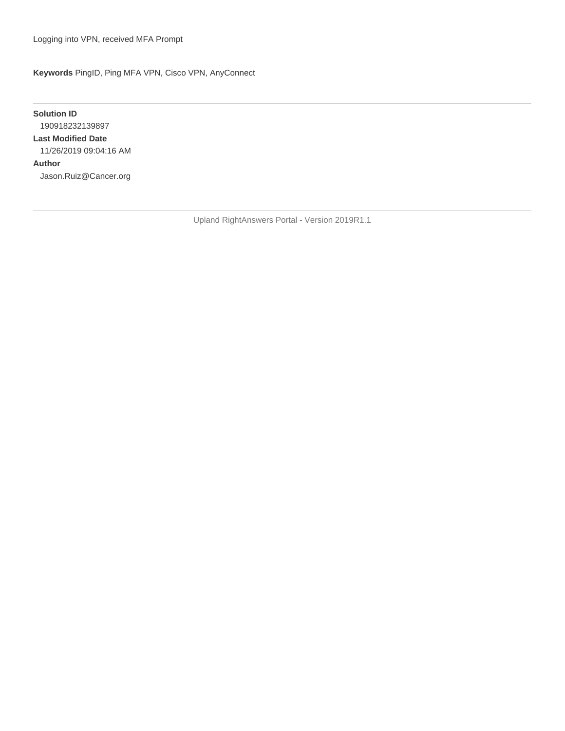Logging into VPN, received MFA Prompt

**Keywords** PingID, Ping MFA VPN, Cisco VPN, AnyConnect

---

**Solution ID**
190918232139897

**Last Modified Date**
11/26/2019 09:04:16 AM

**Author**
Jason.Ruiz@Cancer.org

---

Upland RightAnswers Portal - Version 2019R1.1